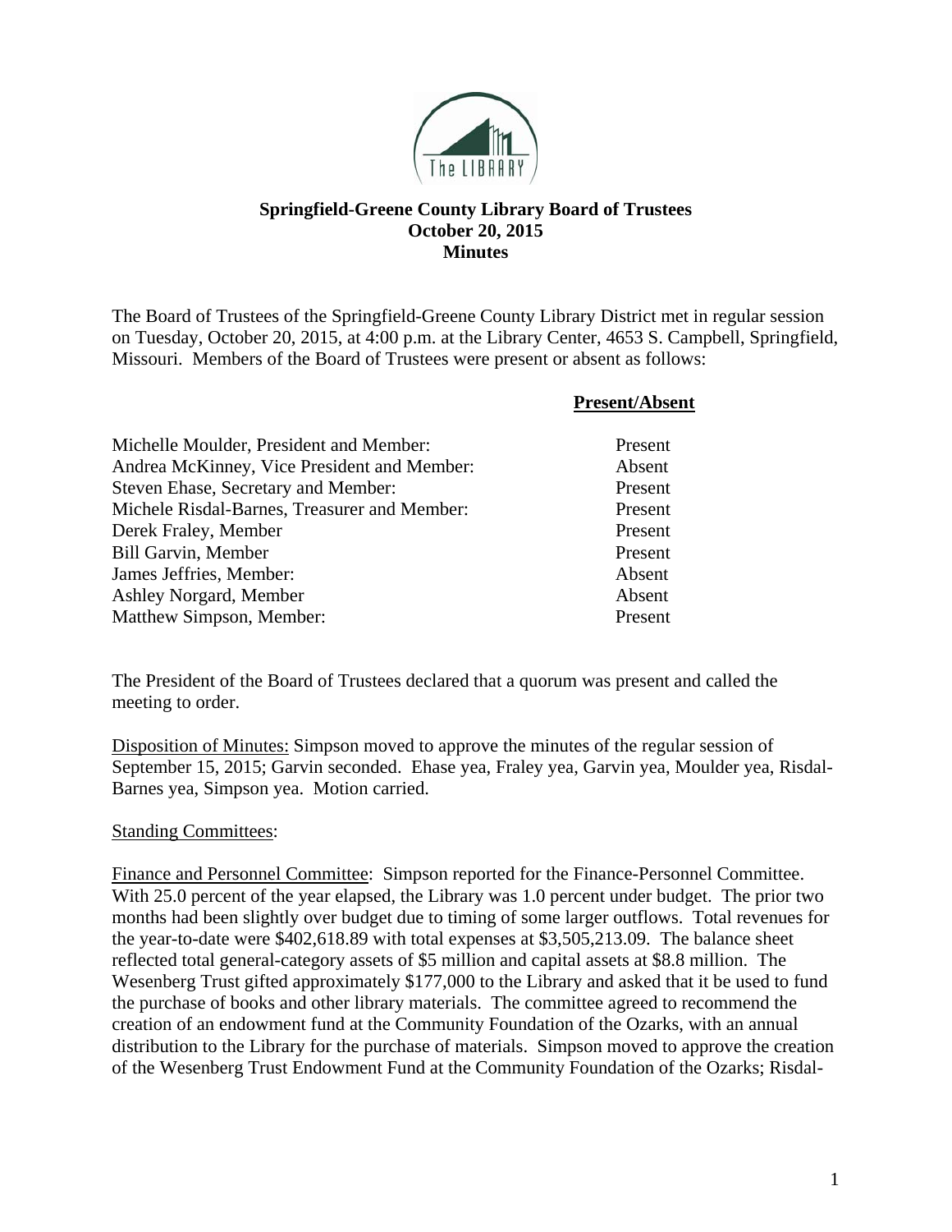# Springfield-Greene County Library Board of Trustees
## October 20, 2015
## Minutes

The Board of Trustees of the Springfield-Greene County Library District met in regular session on Tuesday, October 20, 2015, at 4:00 p.m. at the Library Center, 4653 S. Campbell, Springfield, Missouri. Members of the Board of Trustees were present or absent as follows:

| | **Present/Absent** |
|---|---|
| Michelle Moulder, President and Member: | Present |
| Andrea McKinney, Vice President and Member: | Absent |
| Steven Ehase, Secretary and Member: | Present |
| Michele Risdal-Barnes, Treasurer and Member: | Present |
| Derek Fraley, Member | Present |
| Bill Garvin, Member | Present |
| James Jeffries, Member: | Absent |
| Ashley Norgard, Member | Absent |
| Matthew Simpson, Member: | Present |

The President of the Board of Trustees declared that a quorum was present and called the meeting to order.

Disposition of Minutes: Simpson moved to approve the minutes of the regular session of September 15, 2015; Garvin seconded. Ehase yea, Fraley yea, Garvin yea, Moulder yea, Risdal-Barnes yea, Simpson yea. Motion carried.

Standing Committees:

Finance and Personnel Committee: Simpson reported for the Finance-Personnel Committee. With 25.0 percent of the year elapsed, the Library was 1.0 percent under budget. The prior two months had been slightly over budget due to timing of some larger outflows. Total revenues for the year-to-date were $402,618.89 with total expenses at $3,505,213.09. The balance sheet reflected total general-category assets of $5 million and capital assets at $8.8 million. The Wesenberg Trust gifted approximately $177,000 to the Library and asked that it be used to fund the purchase of books and other library materials. The committee agreed to recommend the creation of an endowment fund at the Community Foundation of the Ozarks, with an annual distribution to the Library for the purchase of materials. Simpson moved to approve the creation of the Wesenberg Trust Endowment Fund at the Community Foundation of the Ozarks; Risdal-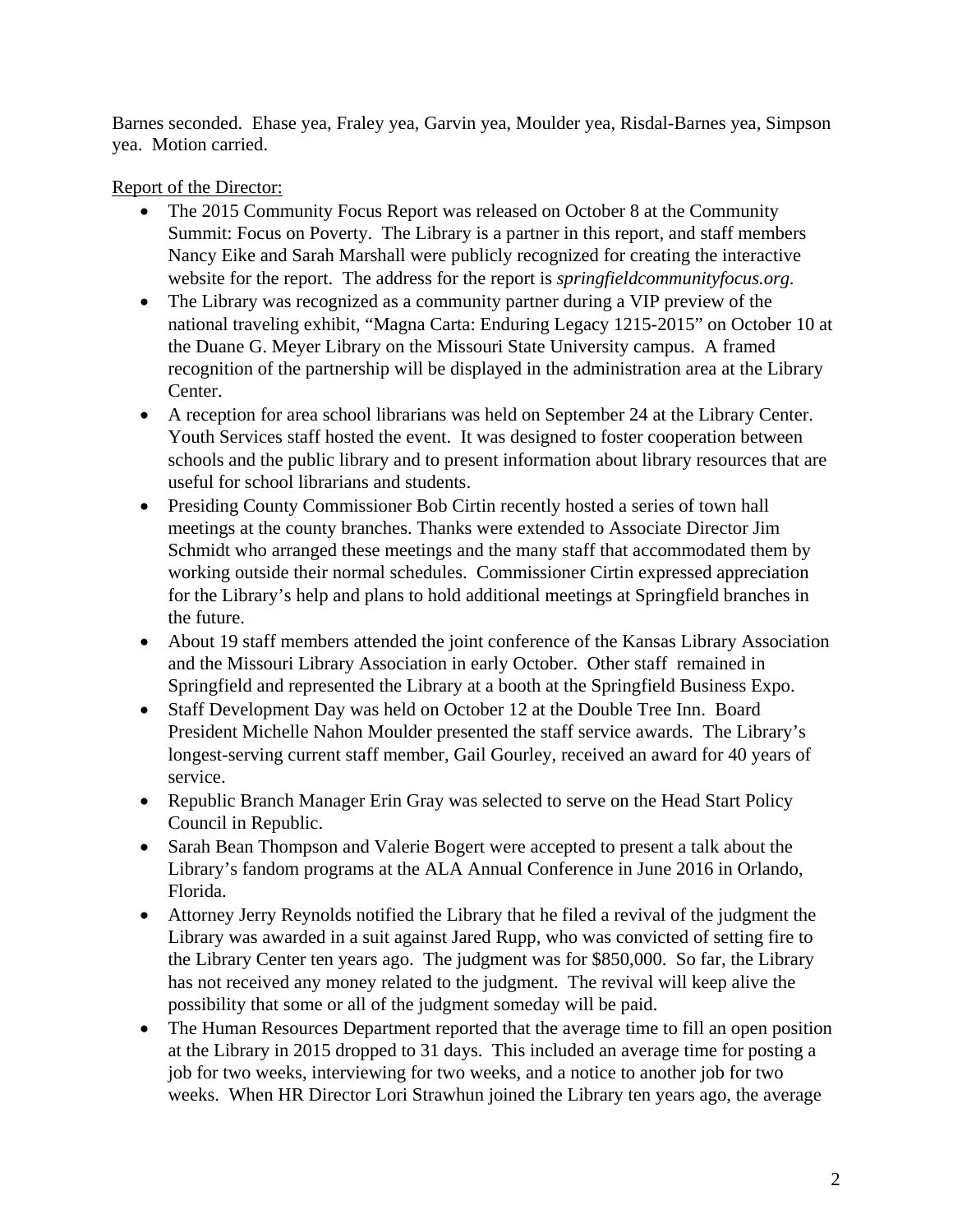Barnes seconded. Ehase yea, Fraley yea, Garvin yea, Moulder yea, Risdal-Barnes yea, Simpson yea. Motion carried.

Report of the Director:

- The 2015 Community Focus Report was released on October 8 at the Community Summit: Focus on Poverty. The Library is a partner in this report, and staff members Nancy Eike and Sarah Marshall were publicly recognized for creating the interactive website for the report. The address for the report is *springfieldcommunityfocus.org.*
- The Library was recognized as a community partner during a VIP preview of the national traveling exhibit, "Magna Carta: Enduring Legacy 1215-2015" on October 10 at the Duane G. Meyer Library on the Missouri State University campus. A framed recognition of the partnership will be displayed in the administration area at the Library Center.
- A reception for area school librarians was held on September 24 at the Library Center. Youth Services staff hosted the event. It was designed to foster cooperation between schools and the public library and to present information about library resources that are useful for school librarians and students.
- Presiding County Commissioner Bob Cirtin recently hosted a series of town hall meetings at the county branches. Thanks were extended to Associate Director Jim Schmidt who arranged these meetings and the many staff that accommodated them by working outside their normal schedules. Commissioner Cirtin expressed appreciation for the Library's help and plans to hold additional meetings at Springfield branches in the future.
- About 19 staff members attended the joint conference of the Kansas Library Association and the Missouri Library Association in early October. Other staff remained in Springfield and represented the Library at a booth at the Springfield Business Expo.
- Staff Development Day was held on October 12 at the Double Tree Inn. Board President Michelle Nahon Moulder presented the staff service awards. The Library's longest-serving current staff member, Gail Gourley, received an award for 40 years of service.
- Republic Branch Manager Erin Gray was selected to serve on the Head Start Policy Council in Republic.
- Sarah Bean Thompson and Valerie Bogert were accepted to present a talk about the Library's fandom programs at the ALA Annual Conference in June 2016 in Orlando, Florida.
- Attorney Jerry Reynolds notified the Library that he filed a revival of the judgment the Library was awarded in a suit against Jared Rupp, who was convicted of setting fire to the Library Center ten years ago. The judgment was for $850,000. So far, the Library has not received any money related to the judgment. The revival will keep alive the possibility that some or all of the judgment someday will be paid.
- The Human Resources Department reported that the average time to fill an open position at the Library in 2015 dropped to 31 days. This included an average time for posting a job for two weeks, interviewing for two weeks, and a notice to another job for two weeks. When HR Director Lori Strawhun joined the Library ten years ago, the average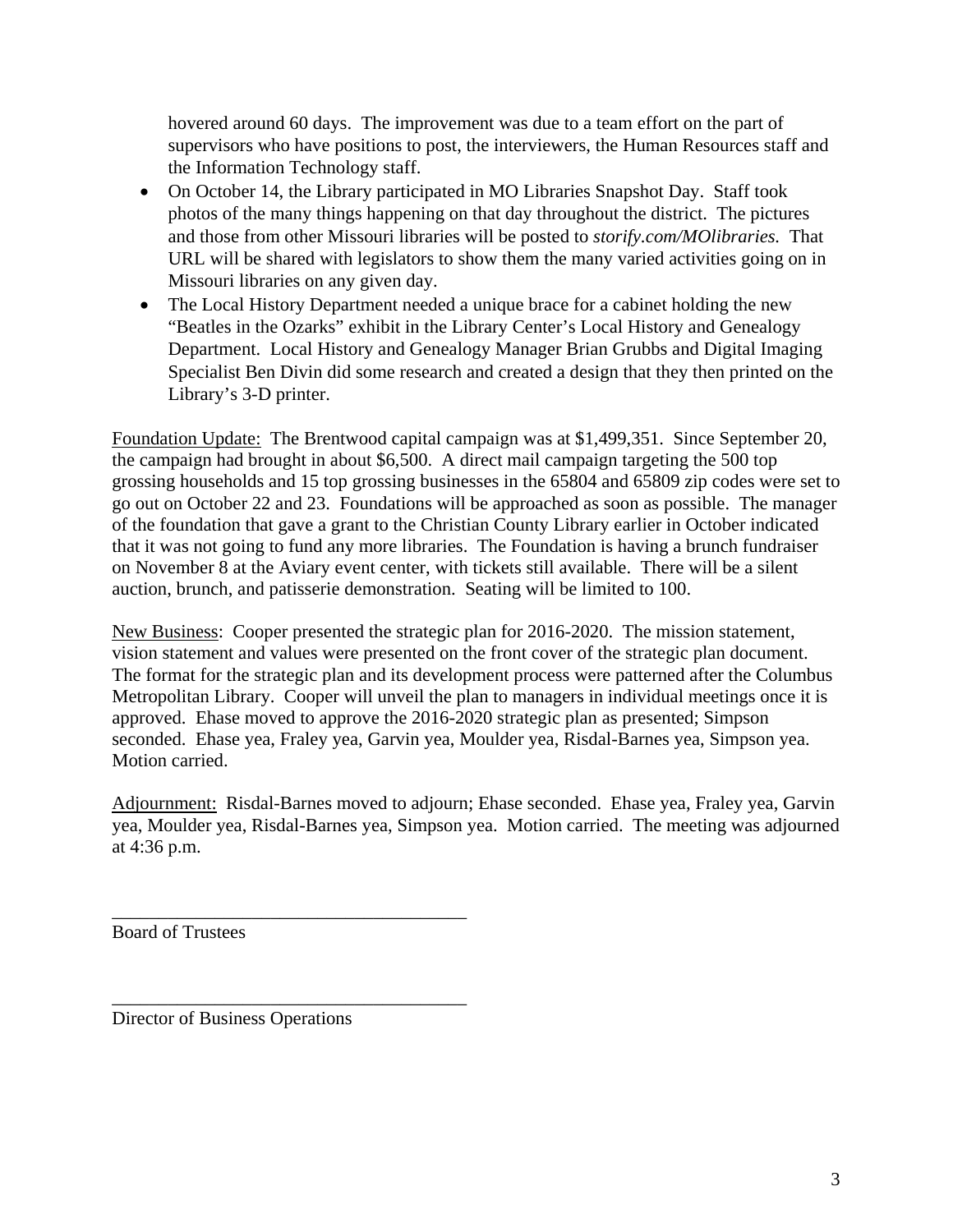hovered around 60 days. The improvement was due to a team effort on the part of supervisors who have positions to post, the interviewers, the Human Resources staff and the Information Technology staff.

- On October 14, the Library participated in MO Libraries Snapshot Day. Staff took photos of the many things happening on that day throughout the district. The pictures and those from other Missouri libraries will be posted to *storify.com/MOlibraries.* That URL will be shared with legislators to show them the many varied activities going on in Missouri libraries on any given day.
- The Local History Department needed a unique brace for a cabinet holding the new "Beatles in the Ozarks" exhibit in the Library Center's Local History and Genealogy Department. Local History and Genealogy Manager Brian Grubbs and Digital Imaging Specialist Ben Divin did some research and created a design that they then printed on the Library's 3-D printer.

Foundation Update: The Brentwood capital campaign was at $1,499,351. Since September 20, the campaign had brought in about $6,500. A direct mail campaign targeting the 500 top grossing households and 15 top grossing businesses in the 65804 and 65809 zip codes were set to go out on October 22 and 23. Foundations will be approached as soon as possible. The manager of the foundation that gave a grant to the Christian County Library earlier in October indicated that it was not going to fund any more libraries. The Foundation is having a brunch fundraiser on November 8 at the Aviary event center, with tickets still available. There will be a silent auction, brunch, and patisserie demonstration. Seating will be limited to 100.

New Business: Cooper presented the strategic plan for 2016-2020. The mission statement, vision statement and values were presented on the front cover of the strategic plan document. The format for the strategic plan and its development process were patterned after the Columbus Metropolitan Library. Cooper will unveil the plan to managers in individual meetings once it is approved. Ehase moved to approve the 2016-2020 strategic plan as presented; Simpson seconded. Ehase yea, Fraley yea, Garvin yea, Moulder yea, Risdal-Barnes yea, Simpson yea. Motion carried.

Adjournment: Risdal-Barnes moved to adjourn; Ehase seconded. Ehase yea, Fraley yea, Garvin yea, Moulder yea, Risdal-Barnes yea, Simpson yea. Motion carried. The meeting was adjourned at 4:36 p.m.

\_\_\_\_\_\_\_\_\_\_\_\_\_\_\_\_\_\_\_\_\_\_\_\_\_\_\_\_\_\_\_\_\_\_\_\_\_\_\_

Board of Trustees

\_\_\_\_\_\_\_\_\_\_\_\_\_\_\_\_\_\_\_\_\_\_\_\_\_\_\_\_\_\_\_\_\_\_\_\_\_\_\_

Director of Business Operations